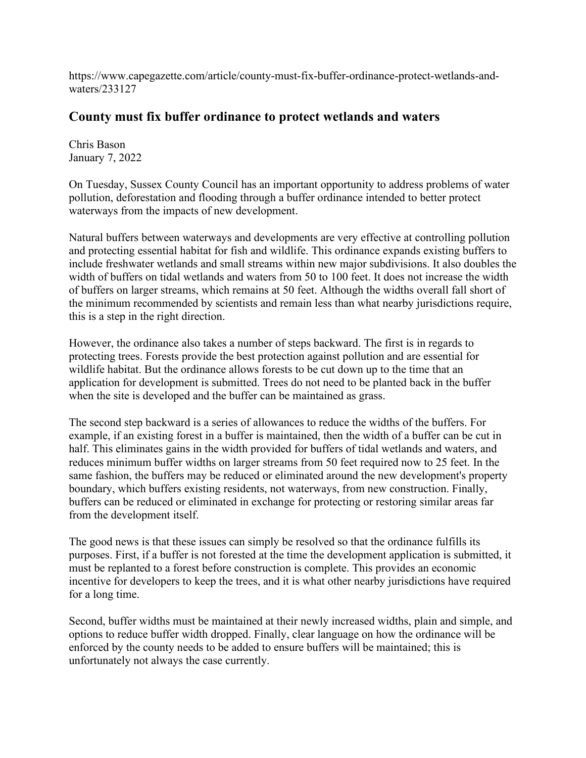https://www.capegazette.com/article/county-must-fix-buffer-ordinance-protect-wetlands-and-waters/233127

## County must fix buffer ordinance to protect wetlands and waters

Chris Bason
January 7, 2022

On Tuesday, Sussex County Council has an important opportunity to address problems of water pollution, deforestation and flooding through a buffer ordinance intended to better protect waterways from the impacts of new development.

Natural buffers between waterways and developments are very effective at controlling pollution and protecting essential habitat for fish and wildlife. This ordinance expands existing buffers to include freshwater wetlands and small streams within new major subdivisions. It also doubles the width of buffers on tidal wetlands and waters from 50 to 100 feet. It does not increase the width of buffers on larger streams, which remains at 50 feet. Although the widths overall fall short of the minimum recommended by scientists and remain less than what nearby jurisdictions require, this is a step in the right direction.

However, the ordinance also takes a number of steps backward. The first is in regards to protecting trees. Forests provide the best protection against pollution and are essential for wildlife habitat. But the ordinance allows forests to be cut down up to the time that an application for development is submitted. Trees do not need to be planted back in the buffer when the site is developed and the buffer can be maintained as grass.

The second step backward is a series of allowances to reduce the widths of the buffers. For example, if an existing forest in a buffer is maintained, then the width of a buffer can be cut in half. This eliminates gains in the width provided for buffers of tidal wetlands and waters, and reduces minimum buffer widths on larger streams from 50 feet required now to 25 feet. In the same fashion, the buffers may be reduced or eliminated around the new development's property boundary, which buffers existing residents, not waterways, from new construction. Finally, buffers can be reduced or eliminated in exchange for protecting or restoring similar areas far from the development itself.

The good news is that these issues can simply be resolved so that the ordinance fulfills its purposes. First, if a buffer is not forested at the time the development application is submitted, it must be replanted to a forest before construction is complete. This provides an economic incentive for developers to keep the trees, and it is what other nearby jurisdictions have required for a long time.

Second, buffer widths must be maintained at their newly increased widths, plain and simple, and options to reduce buffer width dropped. Finally, clear language on how the ordinance will be enforced by the county needs to be added to ensure buffers will be maintained; this is unfortunately not always the case currently.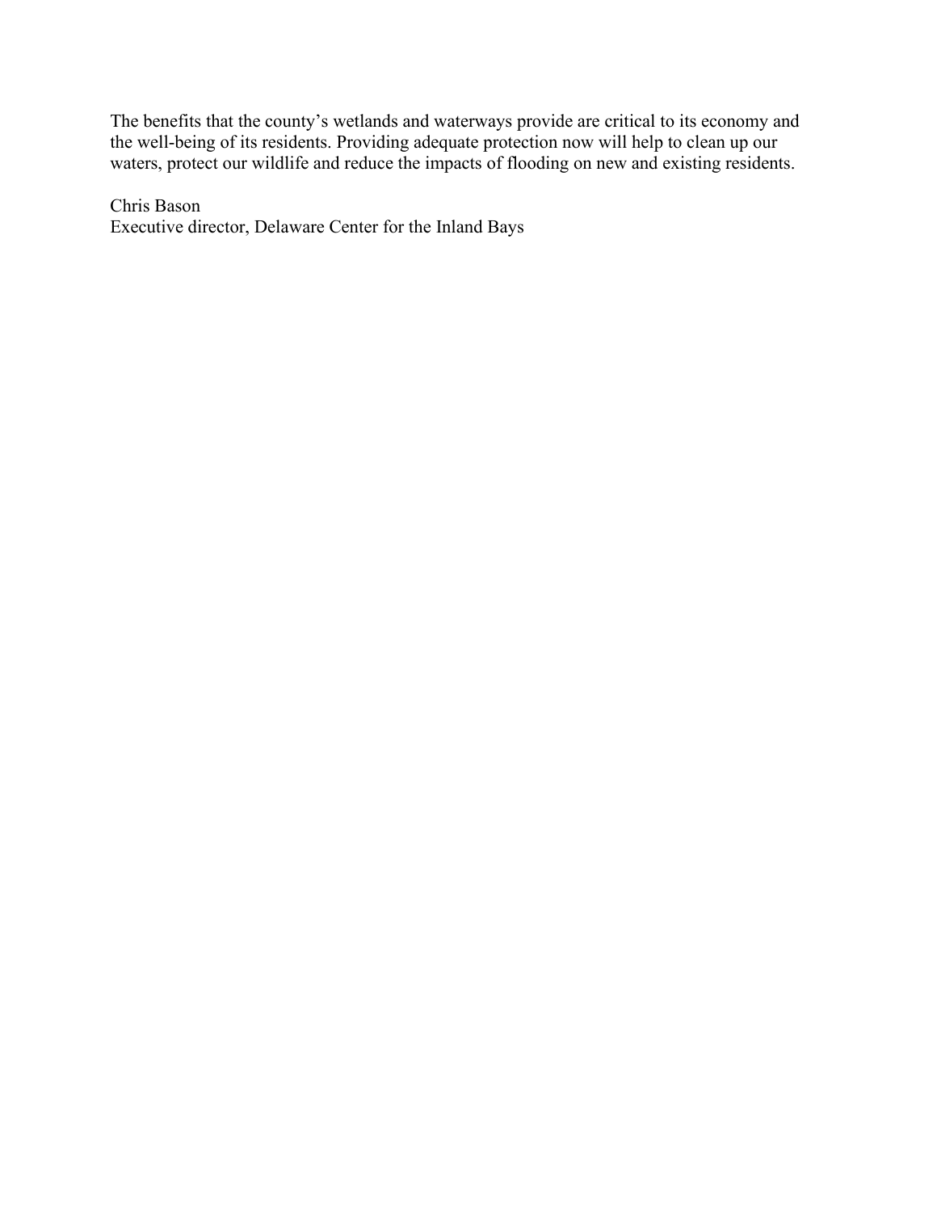The benefits that the county's wetlands and waterways provide are critical to its economy and the well-being of its residents. Providing adequate protection now will help to clean up our waters, protect our wildlife and reduce the impacts of flooding on new and existing residents.

Chris Bason
Executive director, Delaware Center for the Inland Bays